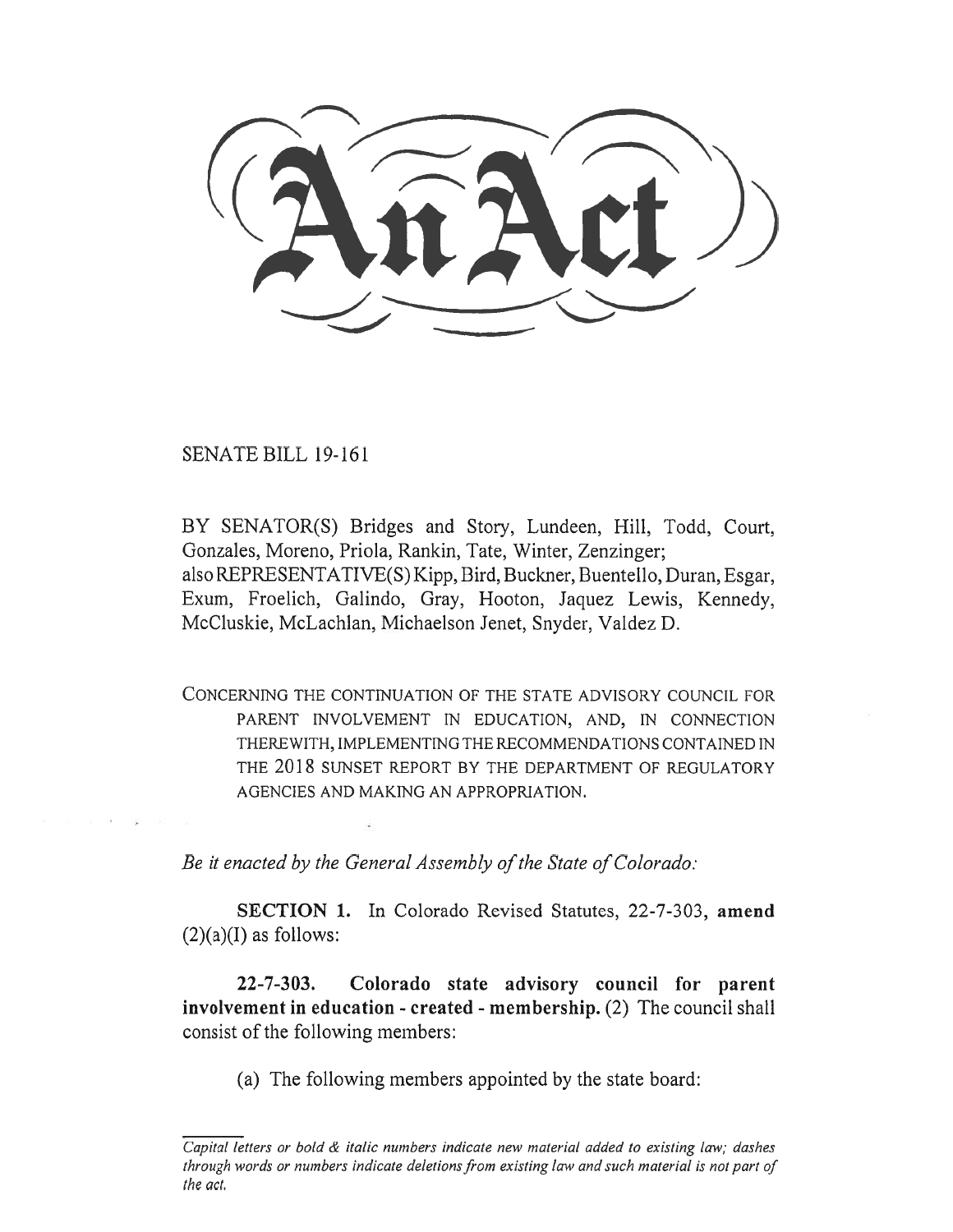# An Act

SENATE BILL 19-161

BY SENATOR(S) Bridges and Story, Lundeen, Hill, Todd, Court, Gonzales, Moreno, Priola, Rankin, Tate, Winter, Zenzinger;
also REPRESENTATIVE(S) Kipp, Bird, Buckner, Buentello, Duran, Esgar, Exum, Froelich, Galindo, Gray, Hooton, Jaquez Lewis, Kennedy, McCluskie, McLachlan, Michaelson Jenet, Snyder, Valdez D.

CONCERNING THE CONTINUATION OF THE STATE ADVISORY COUNCIL FOR PARENT INVOLVEMENT IN EDUCATION, AND, IN CONNECTION THEREWITH, IMPLEMENTING THE RECOMMENDATIONS CONTAINED IN THE 2018 SUNSET REPORT BY THE DEPARTMENT OF REGULATORY AGENCIES AND MAKING AN APPROPRIATION.

*Be it enacted by the General Assembly of the State of Colorado:*

**SECTION 1.** In Colorado Revised Statutes, 22-7-303, **amend** (2)(a)(I) as follows:

**22-7-303. Colorado state advisory council for parent involvement in education - created - membership.** (2) The council shall consist of the following members:

(a) The following members appointed by the state board:

---

*Capital letters or bold & italic numbers indicate new material added to existing law; dashes through words or numbers indicate deletions from existing law and such material is not part of the act.*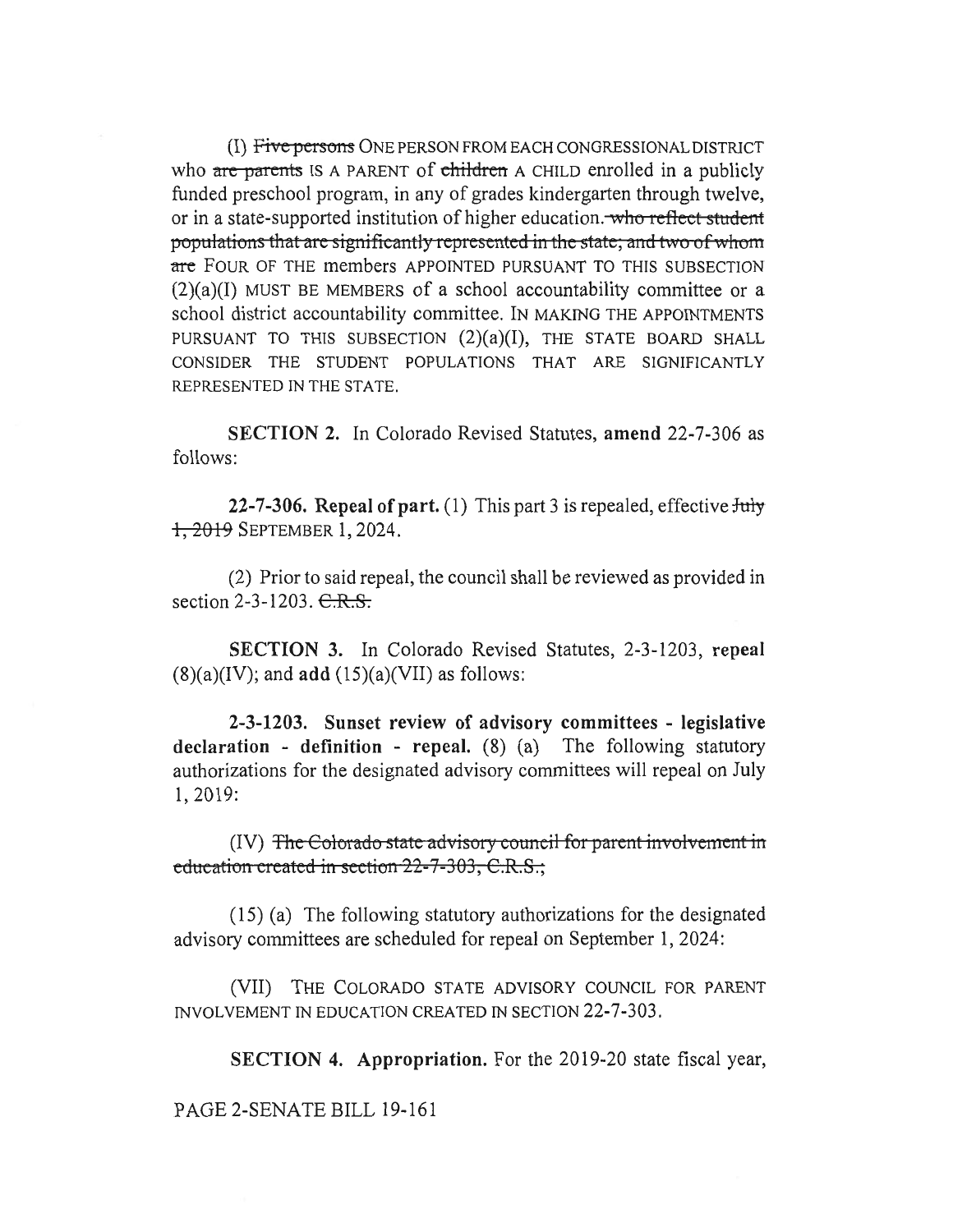(I) ~~Five persons~~ ONE PERSON FROM EACH CONGRESSIONAL DISTRICT who ~~are parents~~ IS A PARENT of ~~children~~ A CHILD enrolled in a publicly funded preschool program, in any of grades kindergarten through twelve, or in a state-supported institution of higher education.~~who reflect student populations that are significantly represented in the state, and two of whom are~~ FOUR OF THE members APPOINTED PURSUANT TO THIS SUBSECTION (2)(a)(I) MUST BE MEMBERS of a school accountability committee or a school district accountability committee. IN MAKING THE APPOINTMENTS PURSUANT TO THIS SUBSECTION (2)(a)(I), THE STATE BOARD SHALL CONSIDER THE STUDENT POPULATIONS THAT ARE SIGNIFICANTLY REPRESENTED IN THE STATE.

**SECTION 2.** In Colorado Revised Statutes, **amend** 22-7-306 as follows:

**22-7-306. Repeal of part.** (1) This part 3 is repealed, effective ~~July 1, 2019~~ SEPTEMBER 1, 2024.

(2) Prior to said repeal, the council shall be reviewed as provided in section 2-3-1203. ~~C.R.S.~~

**SECTION 3.** In Colorado Revised Statutes, 2-3-1203, **repeal** (8)(a)(IV); and **add** (15)(a)(VII) as follows:

**2-3-1203. Sunset review of advisory committees - legislative declaration - definition - repeal.** (8) (a) The following statutory authorizations for the designated advisory committees will repeal on July 1, 2019:

(IV) ~~The Colorado state advisory council for parent involvement in education created in section 22-7-303, C.R.S.;~~

(15) (a) The following statutory authorizations for the designated advisory committees are scheduled for repeal on September 1, 2024:

(VII) THE COLORADO STATE ADVISORY COUNCIL FOR PARENT INVOLVEMENT IN EDUCATION CREATED IN SECTION 22-7-303.

**SECTION 4. Appropriation.** For the 2019-20 state fiscal year,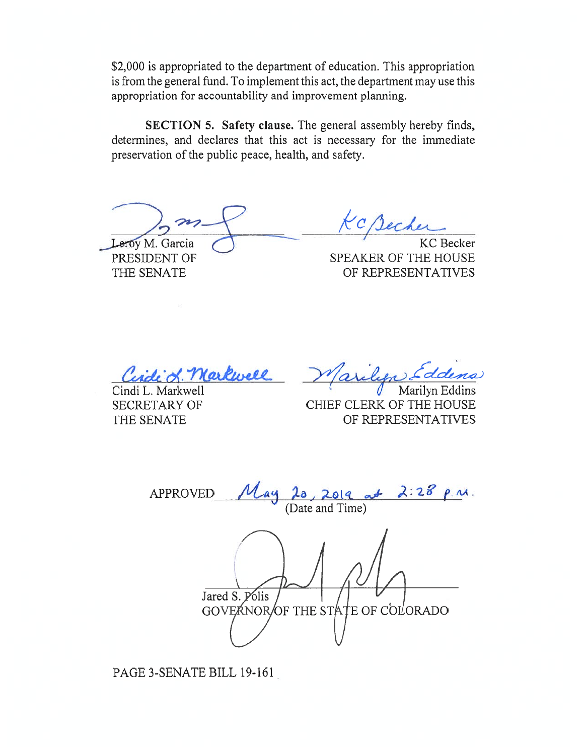$2,000 is appropriated to the department of education. This appropriation is from the general fund. To implement this act, the department may use this appropriation for accountability and improvement planning.

**SECTION 5. Safety clause.** The general assembly hereby finds, determines, and declares that this act is necessary for the immediate preservation of the public peace, health, and safety.

Leroy M. Garcia
PRESIDENT OF
THE SENATE

KC Becker
SPEAKER OF THE HOUSE
OF REPRESENTATIVES

Cindi L. Markwell
SECRETARY OF
THE SENATE

Marilyn Eddins
CHIEF CLERK OF THE HOUSE
OF REPRESENTATIVES

APPROVED May 20, 2019 at 2:28 p.m.
(Date and Time)

Jared S. Polis
GOVERNOR OF THE STATE OF COLORADO

PAGE 3-SENATE BILL 19-161